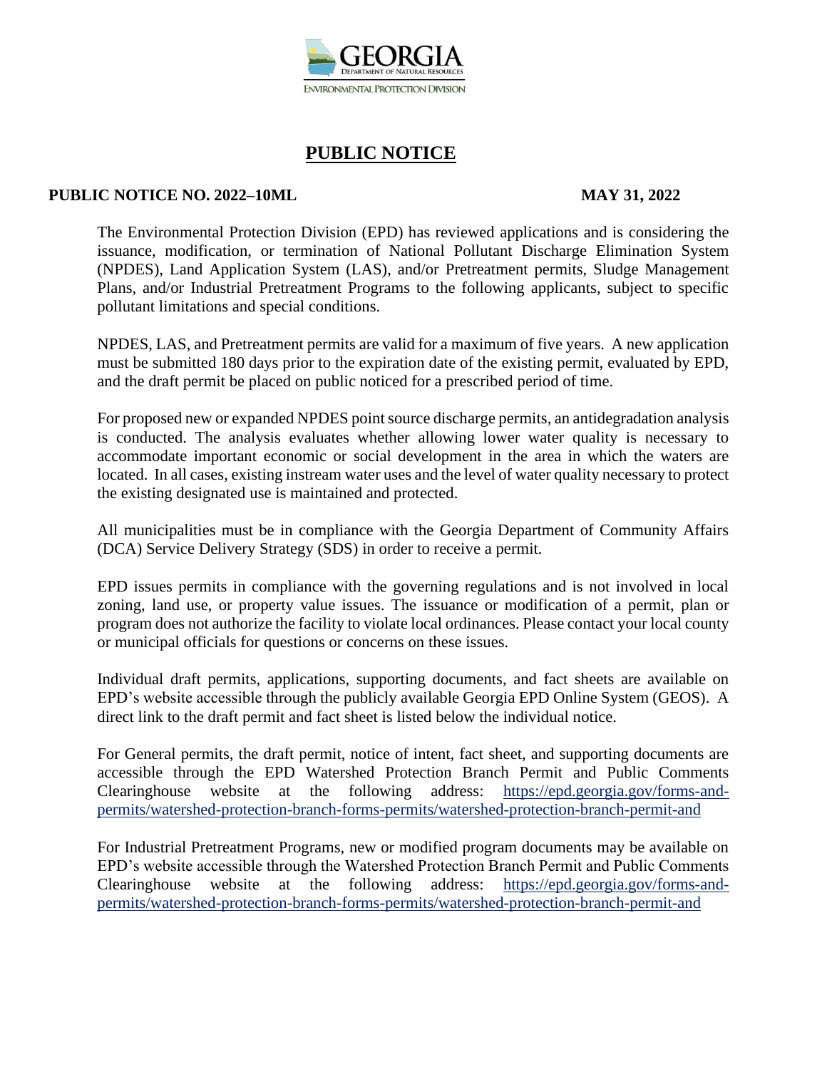GEORGIA
DEPARTMENT OF NATURAL RESOURCES
ENVIRONMENTAL PROTECTION DIVISION

# PUBLIC NOTICE

**PUBLIC NOTICE NO. 2022–10ML** **MAY 31, 2022**

The Environmental Protection Division (EPD) has reviewed applications and is considering the issuance, modification, or termination of National Pollutant Discharge Elimination System (NPDES), Land Application System (LAS), and/or Pretreatment permits, Sludge Management Plans, and/or Industrial Pretreatment Programs to the following applicants, subject to specific pollutant limitations and special conditions.

NPDES, LAS, and Pretreatment permits are valid for a maximum of five years. A new application must be submitted 180 days prior to the expiration date of the existing permit, evaluated by EPD, and the draft permit be placed on public noticed for a prescribed period of time.

For proposed new or expanded NPDES point source discharge permits, an antidegradation analysis is conducted. The analysis evaluates whether allowing lower water quality is necessary to accommodate important economic or social development in the area in which the waters are located. In all cases, existing instream water uses and the level of water quality necessary to protect the existing designated use is maintained and protected.

All municipalities must be in compliance with the Georgia Department of Community Affairs (DCA) Service Delivery Strategy (SDS) in order to receive a permit.

EPD issues permits in compliance with the governing regulations and is not involved in local zoning, land use, or property value issues. The issuance or modification of a permit, plan or program does not authorize the facility to violate local ordinances. Please contact your local county or municipal officials for questions or concerns on these issues.

Individual draft permits, applications, supporting documents, and fact sheets are available on EPD's website accessible through the publicly available Georgia EPD Online System (GEOS). A direct link to the draft permit and fact sheet is listed below the individual notice.

For General permits, the draft permit, notice of intent, fact sheet, and supporting documents are accessible through the EPD Watershed Protection Branch Permit and Public Comments Clearinghouse website at the following address: https://epd.georgia.gov/forms-and-permits/watershed-protection-branch-forms-permits/watershed-protection-branch-permit-and

For Industrial Pretreatment Programs, new or modified program documents may be available on EPD's website accessible through the Watershed Protection Branch Permit and Public Comments Clearinghouse website at the following address: https://epd.georgia.gov/forms-and-permits/watershed-protection-branch-forms-permits/watershed-protection-branch-permit-and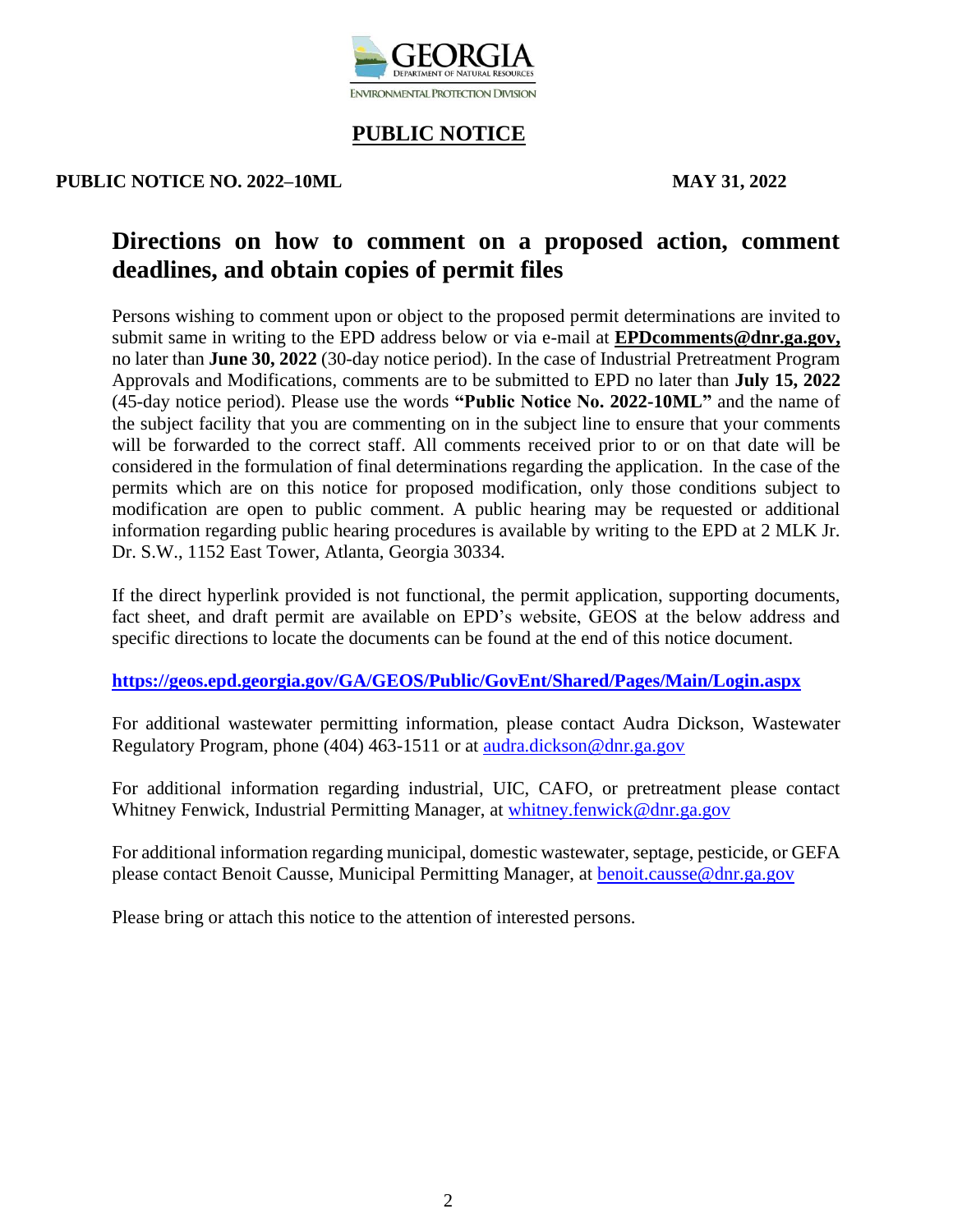GEORGIA
DEPARTMENT OF NATURAL RESOURCES
ENVIRONMENTAL PROTECTION DIVISION

# PUBLIC NOTICE

**PUBLIC NOTICE NO. 2022–10ML** **MAY 31, 2022**

## Directions on how to comment on a proposed action, comment deadlines, and obtain copies of permit files

Persons wishing to comment upon or object to the proposed permit determinations are invited to submit same in writing to the EPD address below or via e-mail at **EPDcomments@dnr.ga.gov,** no later than **June 30, 2022** (30-day notice period). In the case of Industrial Pretreatment Program Approvals and Modifications, comments are to be submitted to EPD no later than **July 15, 2022** (45-day notice period). Please use the words **"Public Notice No. 2022-10ML"** and the name of the subject facility that you are commenting on in the subject line to ensure that your comments will be forwarded to the correct staff. All comments received prior to or on that date will be considered in the formulation of final determinations regarding the application. In the case of the permits which are on this notice for proposed modification, only those conditions subject to modification are open to public comment. A public hearing may be requested or additional information regarding public hearing procedures is available by writing to the EPD at 2 MLK Jr. Dr. S.W., 1152 East Tower, Atlanta, Georgia 30334.

If the direct hyperlink provided is not functional, the permit application, supporting documents, fact sheet, and draft permit are available on EPD's website, GEOS at the below address and specific directions to locate the documents can be found at the end of this notice document.

**https://geos.epd.georgia.gov/GA/GEOS/Public/GovEnt/Shared/Pages/Main/Login.aspx**

For additional wastewater permitting information, please contact Audra Dickson, Wastewater Regulatory Program, phone (404) 463-1511 or at audra.dickson@dnr.ga.gov

For additional information regarding industrial, UIC, CAFO, or pretreatment please contact Whitney Fenwick, Industrial Permitting Manager, at whitney.fenwick@dnr.ga.gov

For additional information regarding municipal, domestic wastewater, septage, pesticide, or GEFA please contact Benoit Causse, Municipal Permitting Manager, at benoit.causse@dnr.ga.gov

Please bring or attach this notice to the attention of interested persons.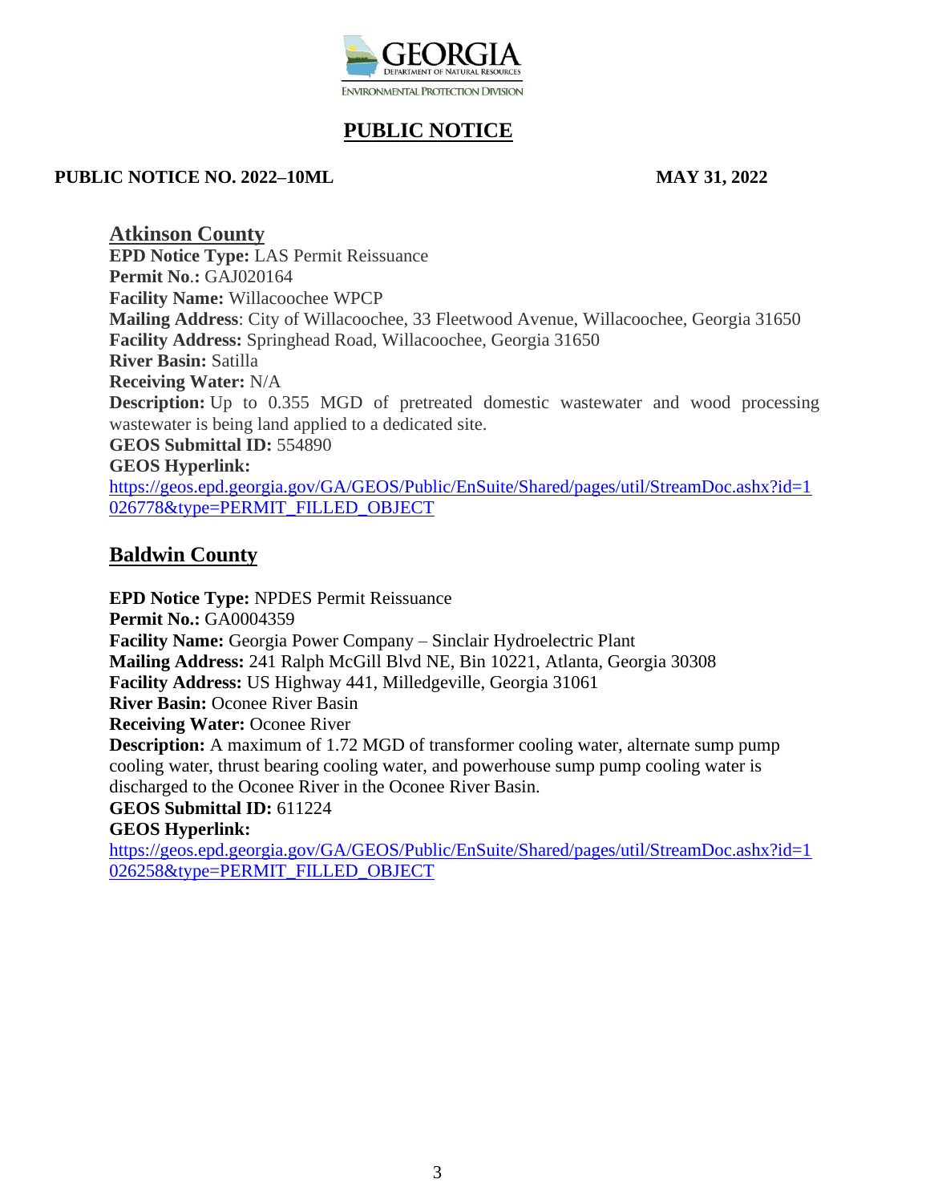# PUBLIC NOTICE

**PUBLIC NOTICE NO. 2022–10ML** **MAY 31, 2022**

## Atkinson County

**EPD Notice Type:** LAS Permit Reissuance
**Permit No.:** GAJ020164
**Facility Name:** Willacoochee WPCP
**Mailing Address**: City of Willacoochee, 33 Fleetwood Avenue, Willacoochee, Georgia 31650
**Facility Address:** Springhead Road, Willacoochee, Georgia 31650
**River Basin:** Satilla
**Receiving Water:** N/A
**Description:** Up to 0.355 MGD of pretreated domestic wastewater and wood processing wastewater is being land applied to a dedicated site.
**GEOS Submittal ID:** 554890
**GEOS Hyperlink:**
https://geos.epd.georgia.gov/GA/GEOS/Public/EnSuite/Shared/pages/util/StreamDoc.ashx?id=1026778&type=PERMIT_FILLED_OBJECT

## Baldwin County

**EPD Notice Type:** NPDES Permit Reissuance
**Permit No.:** GA0004359
**Facility Name:** Georgia Power Company – Sinclair Hydroelectric Plant
**Mailing Address:** 241 Ralph McGill Blvd NE, Bin 10221, Atlanta, Georgia 30308
**Facility Address:** US Highway 441, Milledgeville, Georgia 31061
**River Basin:** Oconee River Basin
**Receiving Water:** Oconee River
**Description:** A maximum of 1.72 MGD of transformer cooling water, alternate sump pump cooling water, thrust bearing cooling water, and powerhouse sump pump cooling water is discharged to the Oconee River in the Oconee River Basin.
**GEOS Submittal ID:** 611224
**GEOS Hyperlink:**
https://geos.epd.georgia.gov/GA/GEOS/Public/EnSuite/Shared/pages/util/StreamDoc.ashx?id=1026258&type=PERMIT_FILLED_OBJECT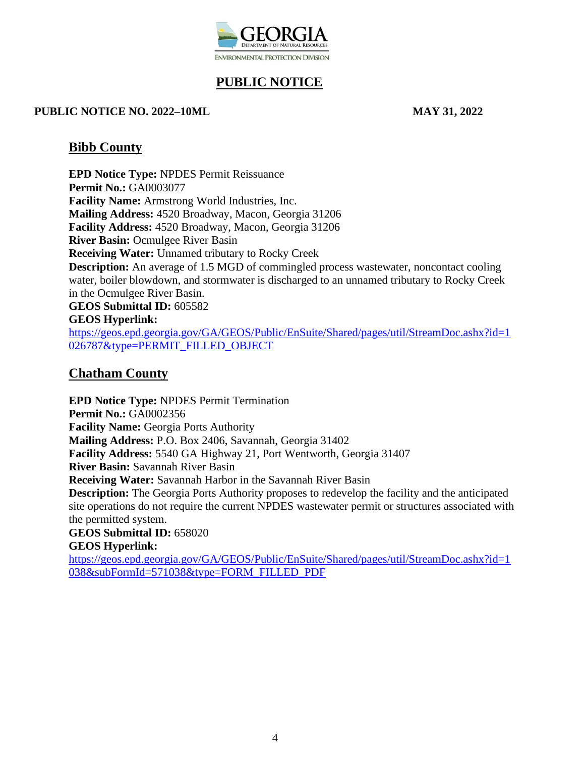# PUBLIC NOTICE

**PUBLIC NOTICE NO. 2022–10ML** **MAY 31, 2022**

## Bibb County

**EPD Notice Type:** NPDES Permit Reissuance
**Permit No.:** GA0003077
**Facility Name:** Armstrong World Industries, Inc.
**Mailing Address:** 4520 Broadway, Macon, Georgia 31206
**Facility Address:** 4520 Broadway, Macon, Georgia 31206
**River Basin:** Ocmulgee River Basin
**Receiving Water:** Unnamed tributary to Rocky Creek
**Description:** An average of 1.5 MGD of commingled process wastewater, noncontact cooling water, boiler blowdown, and stormwater is discharged to an unnamed tributary to Rocky Creek in the Ocmulgee River Basin.
**GEOS Submittal ID:** 605582
**GEOS Hyperlink:**
https://geos.epd.georgia.gov/GA/GEOS/Public/EnSuite/Shared/pages/util/StreamDoc.ashx?id=1026787&type=PERMIT_FILLED_OBJECT

## Chatham County

**EPD Notice Type:** NPDES Permit Termination
**Permit No.:** GA0002356
**Facility Name:** Georgia Ports Authority
**Mailing Address:** P.O. Box 2406, Savannah, Georgia 31402
**Facility Address:** 5540 GA Highway 21, Port Wentworth, Georgia 31407
**River Basin:** Savannah River Basin
**Receiving Water:** Savannah Harbor in the Savannah River Basin
**Description:** The Georgia Ports Authority proposes to redevelop the facility and the anticipated site operations do not require the current NPDES wastewater permit or structures associated with the permitted system.
**GEOS Submittal ID:** 658020
**GEOS Hyperlink:**
https://geos.epd.georgia.gov/GA/GEOS/Public/EnSuite/Shared/pages/util/StreamDoc.ashx?id=1038&subFormId=571038&type=FORM_FILLED_PDF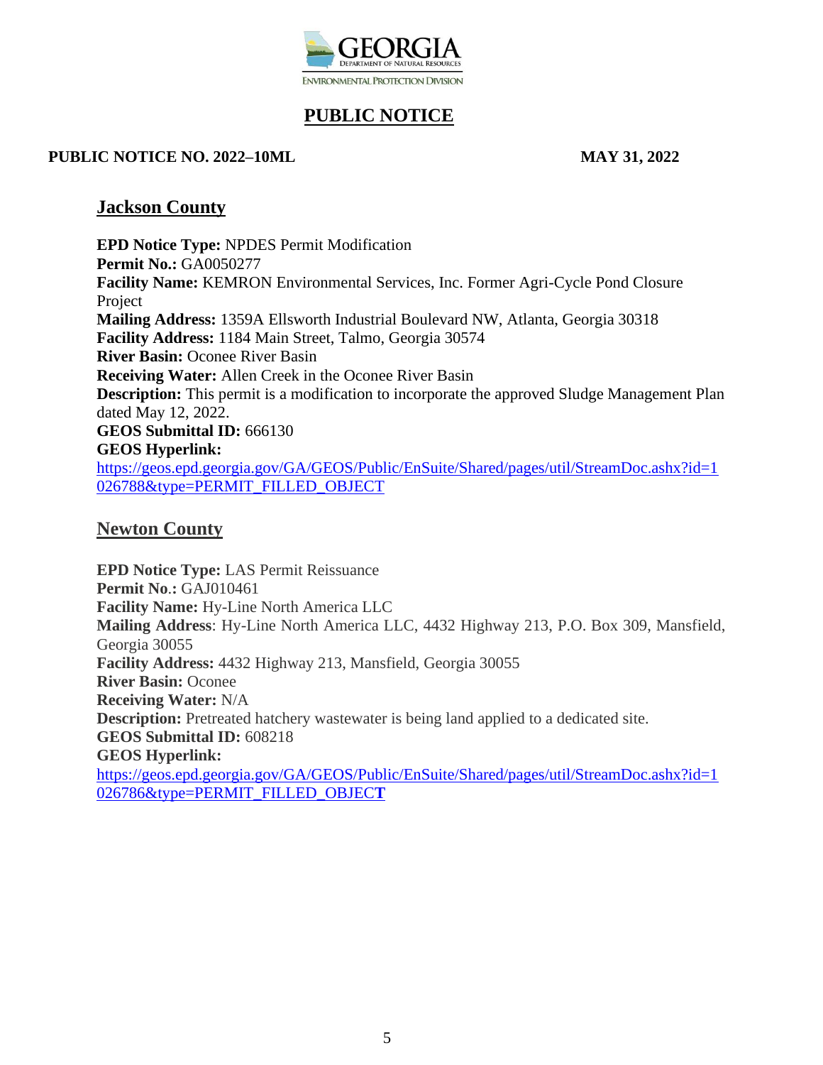# PUBLIC NOTICE

**PUBLIC NOTICE NO. 2022–10ML** **MAY 31, 2022**

## Jackson County

**EPD Notice Type:** NPDES Permit Modification
**Permit No.:** GA0050277
**Facility Name:** KEMRON Environmental Services, Inc. Former Agri-Cycle Pond Closure Project
**Mailing Address:** 1359A Ellsworth Industrial Boulevard NW, Atlanta, Georgia 30318
**Facility Address:** 1184 Main Street, Talmo, Georgia 30574
**River Basin:** Oconee River Basin
**Receiving Water:** Allen Creek in the Oconee River Basin
**Description:** This permit is a modification to incorporate the approved Sludge Management Plan dated May 12, 2022.
**GEOS Submittal ID:** 666130
**GEOS Hyperlink:**
https://geos.epd.georgia.gov/GA/GEOS/Public/EnSuite/Shared/pages/util/StreamDoc.ashx?id=1026788&type=PERMIT_FILLED_OBJECT

## Newton County

**EPD Notice Type:** LAS Permit Reissuance
**Permit No.:** GAJ010461
**Facility Name:** Hy-Line North America LLC
**Mailing Address**: Hy-Line North America LLC, 4432 Highway 213, P.O. Box 309, Mansfield, Georgia 30055
**Facility Address:** 4432 Highway 213, Mansfield, Georgia 30055
**River Basin:** Oconee
**Receiving Water:** N/A
**Description:** Pretreated hatchery wastewater is being land applied to a dedicated site.
**GEOS Submittal ID:** 608218
**GEOS Hyperlink:**
https://geos.epd.georgia.gov/GA/GEOS/Public/EnSuite/Shared/pages/util/StreamDoc.ashx?id=1026786&type=PERMIT_FILLED_OBJECT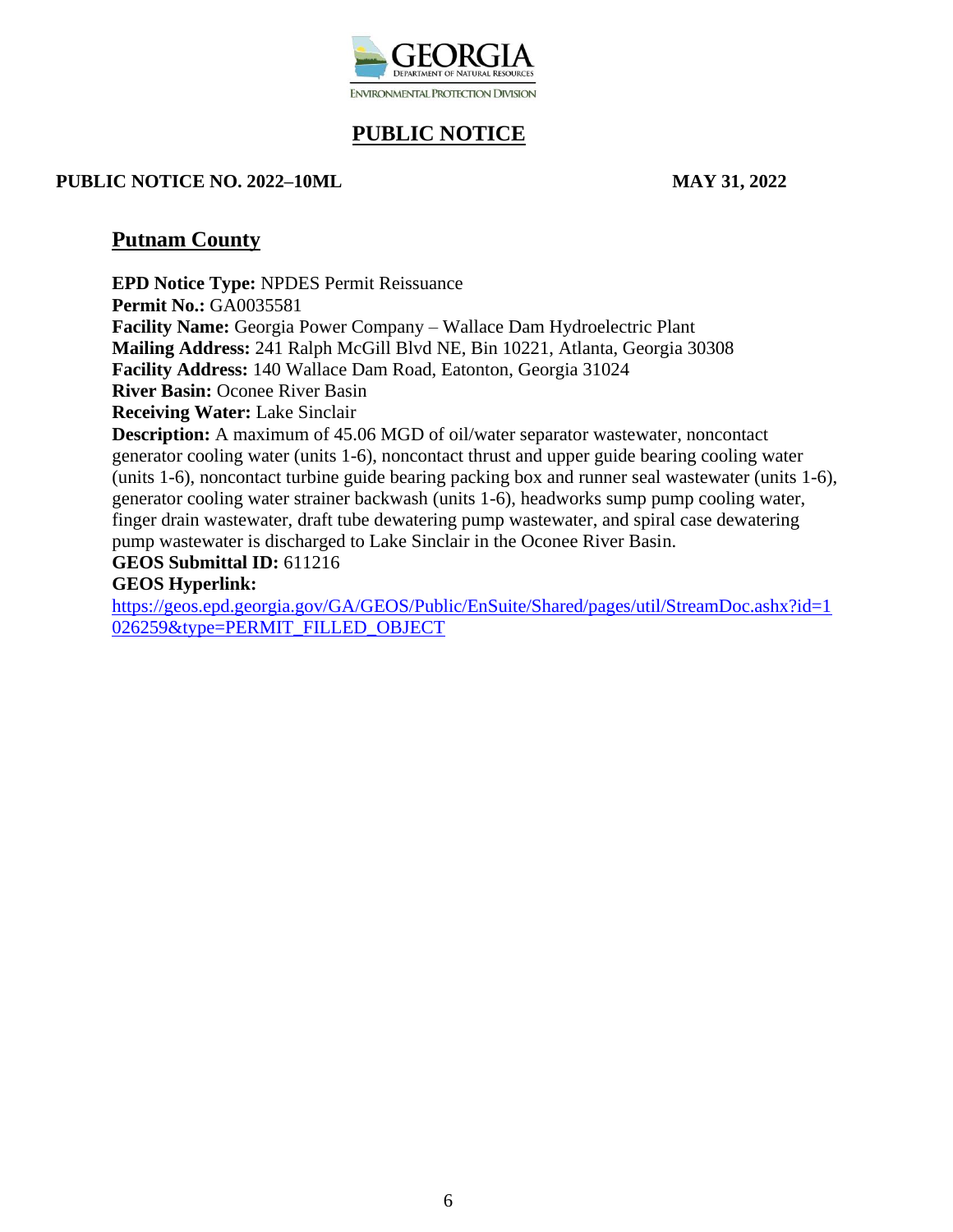GEORGIA
DEPARTMENT OF NATURAL RESOURCES
ENVIRONMENTAL PROTECTION DIVISION

# PUBLIC NOTICE

**PUBLIC NOTICE NO. 2022–10ML** **MAY 31, 2022**

## Putnam County

**EPD Notice Type:** NPDES Permit Reissuance
**Permit No.:** GA0035581
**Facility Name:** Georgia Power Company – Wallace Dam Hydroelectric Plant
**Mailing Address:** 241 Ralph McGill Blvd NE, Bin 10221, Atlanta, Georgia 30308
**Facility Address:** 140 Wallace Dam Road, Eatonton, Georgia 31024
**River Basin:** Oconee River Basin
**Receiving Water:** Lake Sinclair
**Description:** A maximum of 45.06 MGD of oil/water separator wastewater, noncontact generator cooling water (units 1-6), noncontact thrust and upper guide bearing cooling water (units 1-6), noncontact turbine guide bearing packing box and runner seal wastewater (units 1-6), generator cooling water strainer backwash (units 1-6), headworks sump pump cooling water, finger drain wastewater, draft tube dewatering pump wastewater, and spiral case dewatering pump wastewater is discharged to Lake Sinclair in the Oconee River Basin.
**GEOS Submittal ID:** 611216
**GEOS Hyperlink:**
https://geos.epd.georgia.gov/GA/GEOS/Public/EnSuite/Shared/pages/util/StreamDoc.ashx?id=1026259&type=PERMIT_FILLED_OBJECT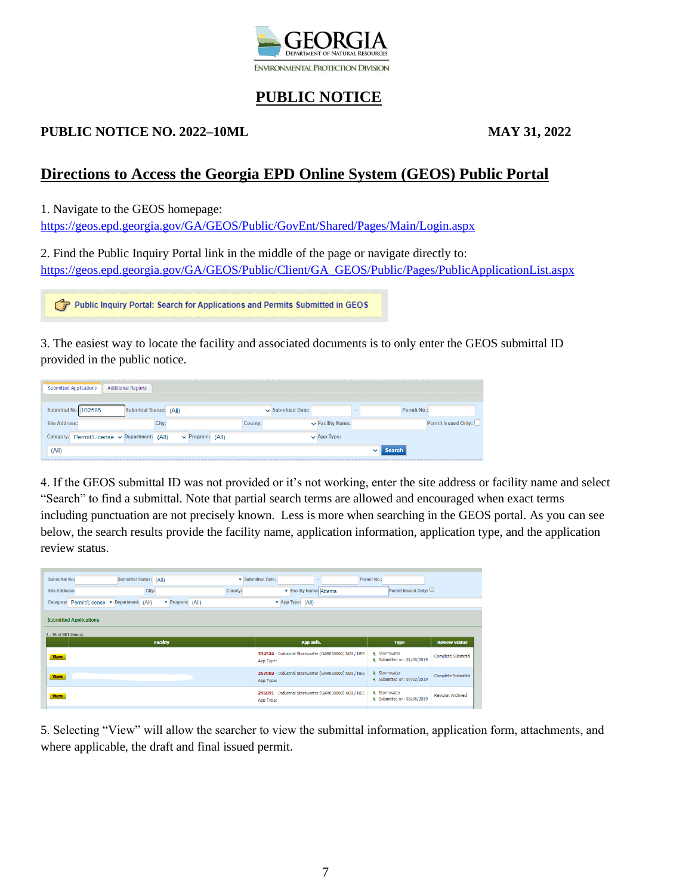# PUBLIC NOTICE

**PUBLIC NOTICE NO. 2022–10ML** **MAY 31, 2022**

## Directions to Access the Georgia EPD Online System (GEOS) Public Portal

1. Navigate to the GEOS homepage:
https://geos.epd.georgia.gov/GA/GEOS/Public/GovEnt/Shared/Pages/Main/Login.aspx

2. Find the Public Inquiry Portal link in the middle of the page or navigate directly to:
https://geos.epd.georgia.gov/GA/GEOS/Public/Client/GA_GEOS/Public/Pages/PublicApplicationList.aspx

3. The easiest way to locate the facility and associated documents is to only enter the GEOS submittal ID provided in the public notice.

4. If the GEOS submittal ID was not provided or it's not working, enter the site address or facility name and select "Search" to find a submittal. Note that partial search terms are allowed and encouraged when exact terms including punctuation are not precisely known. Less is more when searching in the GEOS portal. As you can see below, the search results provide the facility name, application information, application type, and the application review status.

5. Selecting "View" will allow the searcher to view the submittal information, application form, attachments, and where applicable, the draft and final issued permit.